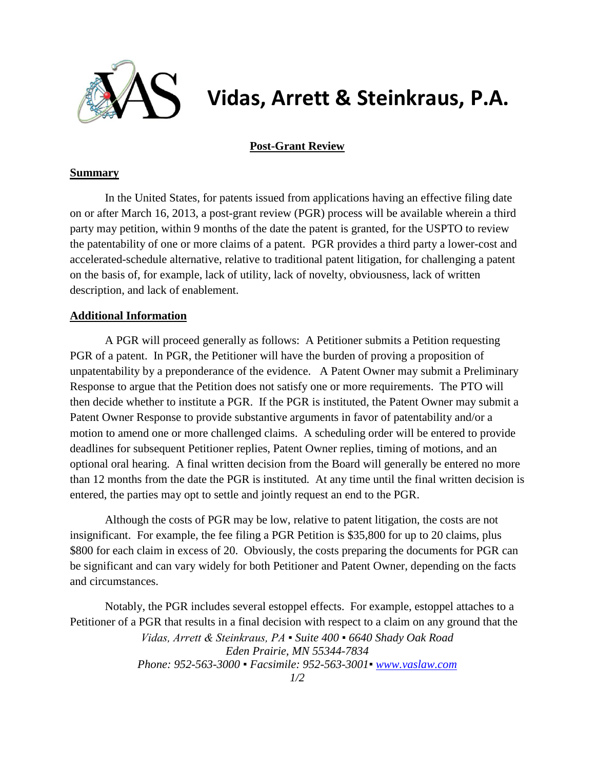# Vidas, Arrett & Steinkraus, P.A.

## Post-Grant Review

### Summary

In the United States, for patents issued from applications having an effective filing date on or after March 16, 2013, a post-grant review (PGR) process will be available wherein a third party may petition, within 9 months of the date the patent is granted, for the USPTO to review the patentability of one or more claims of a patent. PGR provides a third party a lower-cost and accelerated-schedule alternative, relative to traditional patent litigation, for challenging a patent on the basis of, for example, lack of utility, lack of novelty, obviousness, lack of written description, and lack of enablement.

### Additional Information

A PGR will proceed generally as follows: A Petitioner submits a Petition requesting PGR of a patent. In PGR, the Petitioner will have the burden of proving a proposition of unpatentability by a preponderance of the evidence. A Patent Owner may submit a Preliminary Response to argue that the Petition does not satisfy one or more requirements. The PTO will then decide whether to institute a PGR. If the PGR is instituted, the Patent Owner may submit a Patent Owner Response to provide substantive arguments in favor of patentability and/or a motion to amend one or more challenged claims. A scheduling order will be entered to provide deadlines for subsequent Petitioner replies, Patent Owner replies, timing of motions, and an optional oral hearing. A final written decision from the Board will generally be entered no more than 12 months from the date the PGR is instituted. At any time until the final written decision is entered, the parties may opt to settle and jointly request an end to the PGR.

Although the costs of PGR may be low, relative to patent litigation, the costs are not insignificant. For example, the fee filing a PGR Petition is $35,800 for up to 20 claims, plus $800 for each claim in excess of 20. Obviously, the costs preparing the documents for PGR can be significant and can vary widely for both Petitioner and Patent Owner, depending on the facts and circumstances.

Notably, the PGR includes several estoppel effects. For example, estoppel attaches to a Petitioner of a PGR that results in a final decision with respect to a claim on any ground that the

*Vidas, Arrett & Steinkraus, PA ▪ Suite 400 ▪ 6640 Shady Oak Road*
*Eden Prairie, MN 55344-7834*
*Phone: 952-563-3000 ▪ Facsimile: 952-563-3001▪ www.vaslaw.com*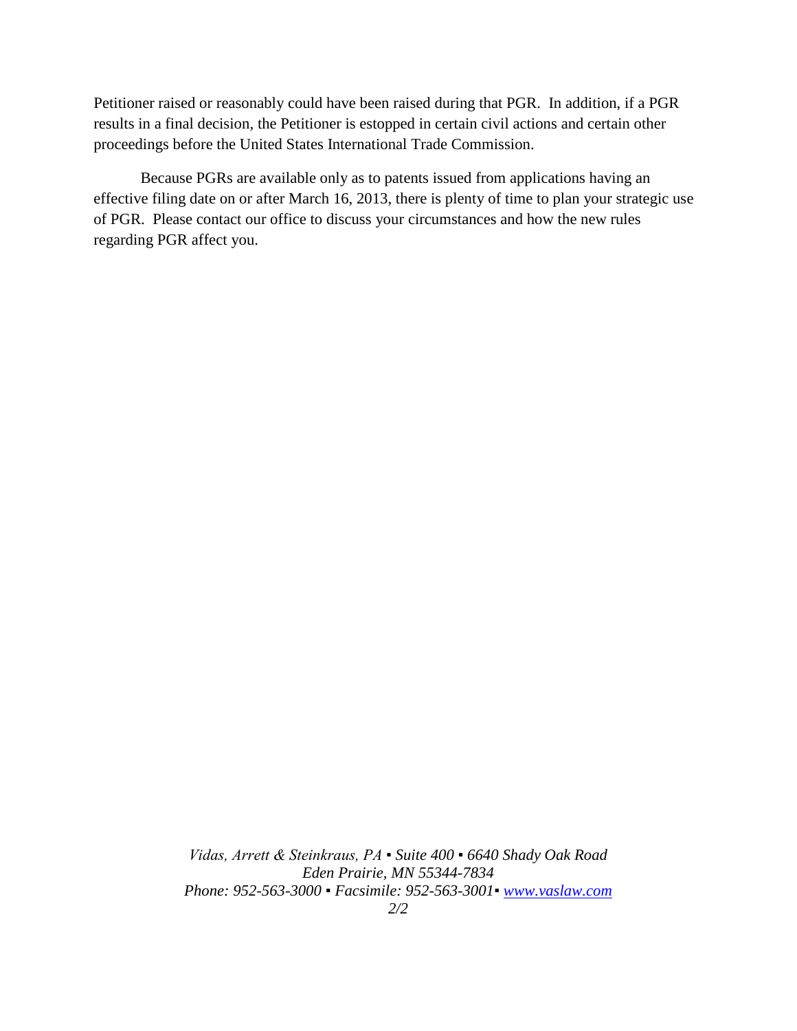Petitioner raised or reasonably could have been raised during that PGR. In addition, if a PGR results in a final decision, the Petitioner is estopped in certain civil actions and certain other proceedings before the United States International Trade Commission.

Because PGRs are available only as to patents issued from applications having an effective filing date on or after March 16, 2013, there is plenty of time to plan your strategic use of PGR. Please contact our office to discuss your circumstances and how the new rules regarding PGR affect you.

*Vidas, Arrett & Steinkraus, PA ▪ Suite 400 ▪ 6640 Shady Oak Road*
*Eden Prairie, MN 55344-7834*
*Phone: 952-563-3000 ▪ Facsimile: 952-563-3001▪ www.vaslaw.com*